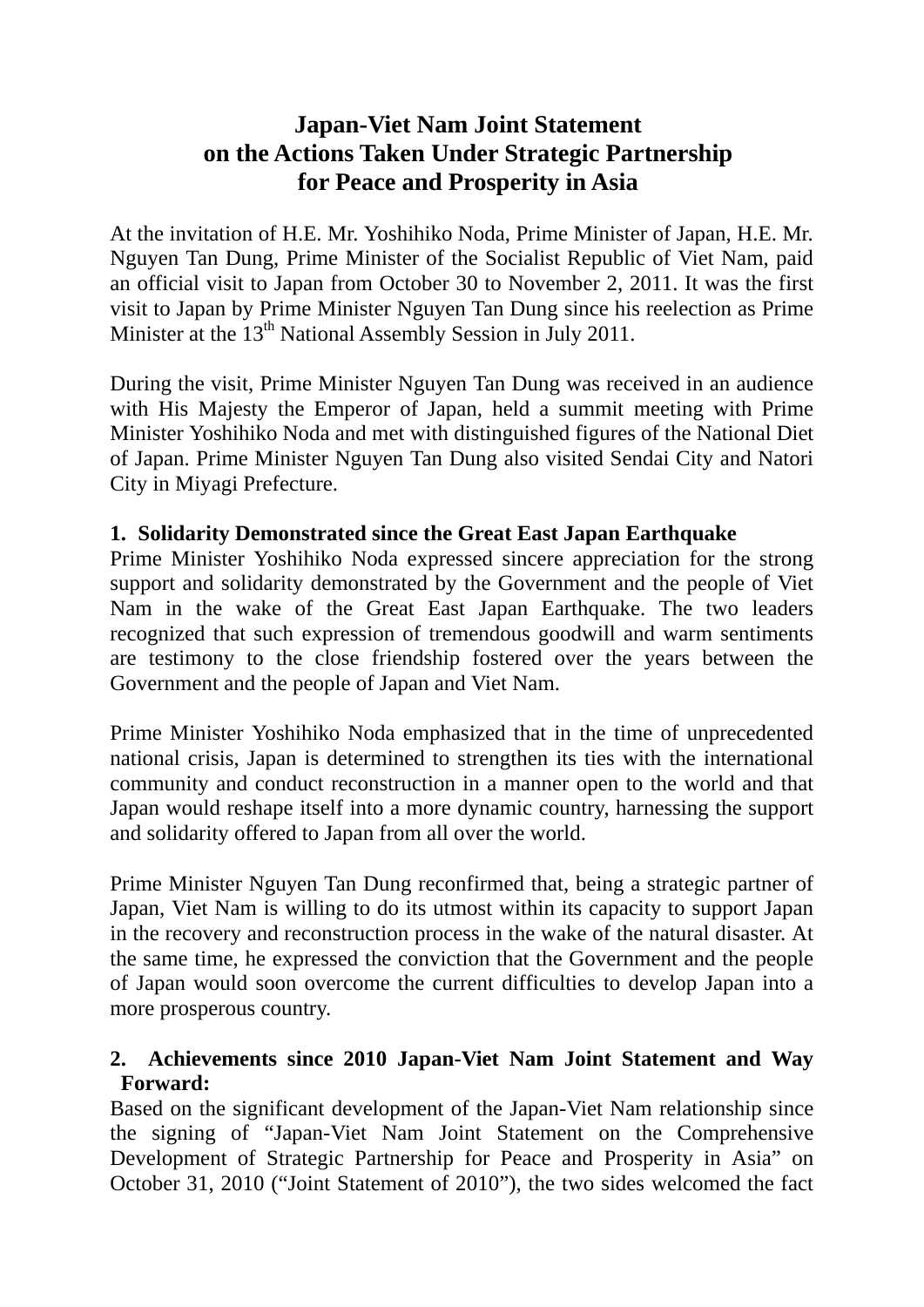# Japan-Viet Nam Joint Statement on the Actions Taken Under Strategic Partnership for Peace and Prosperity in Asia

At the invitation of H.E. Mr. Yoshihiko Noda, Prime Minister of Japan, H.E. Mr. Nguyen Tan Dung, Prime Minister of the Socialist Republic of Viet Nam, paid an official visit to Japan from October 30 to November 2, 2011. It was the first visit to Japan by Prime Minister Nguyen Tan Dung since his reelection as Prime Minister at the 13th National Assembly Session in July 2011.

During the visit, Prime Minister Nguyen Tan Dung was received in an audience with His Majesty the Emperor of Japan, held a summit meeting with Prime Minister Yoshihiko Noda and met with distinguished figures of the National Diet of Japan. Prime Minister Nguyen Tan Dung also visited Sendai City and Natori City in Miyagi Prefecture.

## 1. Solidarity Demonstrated since the Great East Japan Earthquake

Prime Minister Yoshihiko Noda expressed sincere appreciation for the strong support and solidarity demonstrated by the Government and the people of Viet Nam in the wake of the Great East Japan Earthquake. The two leaders recognized that such expression of tremendous goodwill and warm sentiments are testimony to the close friendship fostered over the years between the Government and the people of Japan and Viet Nam.

Prime Minister Yoshihiko Noda emphasized that in the time of unprecedented national crisis, Japan is determined to strengthen its ties with the international community and conduct reconstruction in a manner open to the world and that Japan would reshape itself into a more dynamic country, harnessing the support and solidarity offered to Japan from all over the world.

Prime Minister Nguyen Tan Dung reconfirmed that, being a strategic partner of Japan, Viet Nam is willing to do its utmost within its capacity to support Japan in the recovery and reconstruction process in the wake of the natural disaster. At the same time, he expressed the conviction that the Government and the people of Japan would soon overcome the current difficulties to develop Japan into a more prosperous country.

## 2. Achievements since 2010 Japan-Viet Nam Joint Statement and Way Forward:

Based on the significant development of the Japan-Viet Nam relationship since the signing of "Japan-Viet Nam Joint Statement on the Comprehensive Development of Strategic Partnership for Peace and Prosperity in Asia" on October 31, 2010 ("Joint Statement of 2010"), the two sides welcomed the fact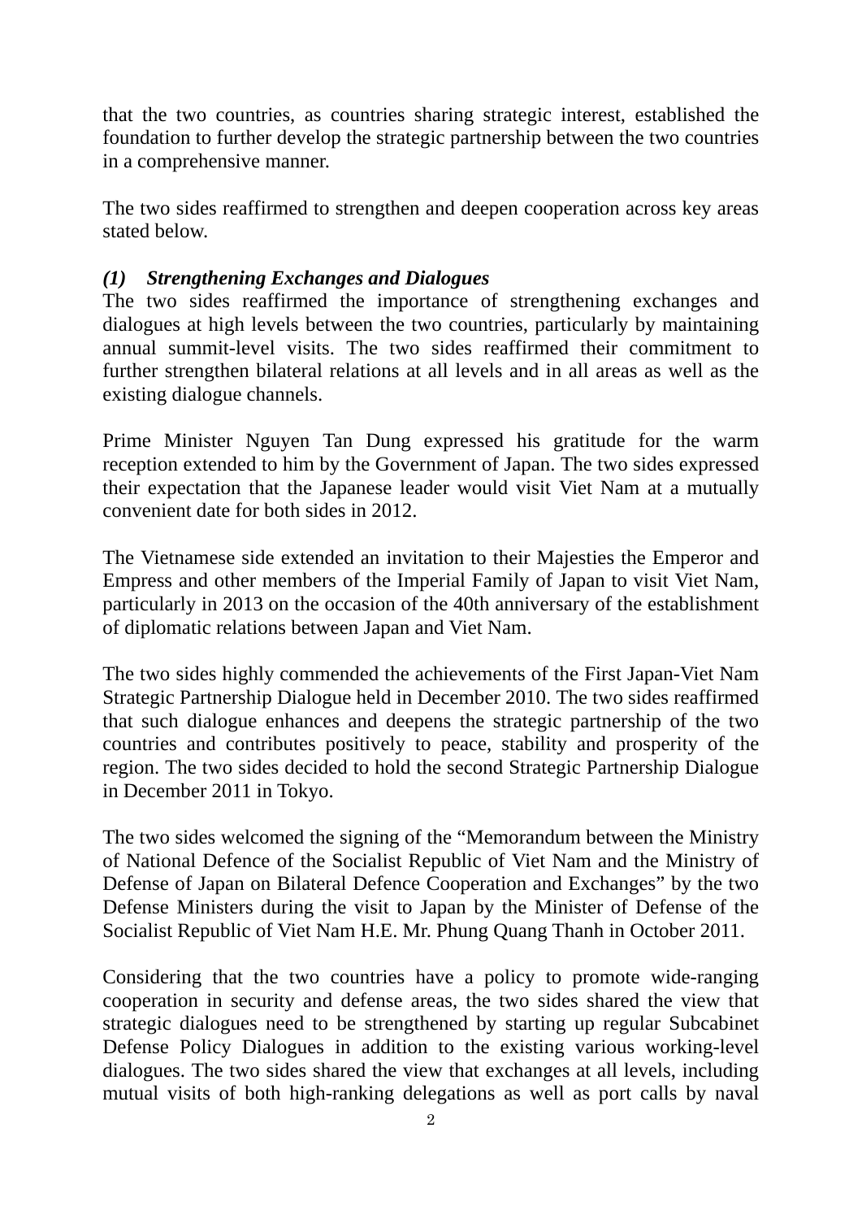that the two countries, as countries sharing strategic interest, established the foundation to further develop the strategic partnership between the two countries in a comprehensive manner.

The two sides reaffirmed to strengthen and deepen cooperation across key areas stated below.

***(1) Strengthening Exchanges and Dialogues***

The two sides reaffirmed the importance of strengthening exchanges and dialogues at high levels between the two countries, particularly by maintaining annual summit-level visits. The two sides reaffirmed their commitment to further strengthen bilateral relations at all levels and in all areas as well as the existing dialogue channels.

Prime Minister Nguyen Tan Dung expressed his gratitude for the warm reception extended to him by the Government of Japan. The two sides expressed their expectation that the Japanese leader would visit Viet Nam at a mutually convenient date for both sides in 2012.

The Vietnamese side extended an invitation to their Majesties the Emperor and Empress and other members of the Imperial Family of Japan to visit Viet Nam, particularly in 2013 on the occasion of the 40th anniversary of the establishment of diplomatic relations between Japan and Viet Nam.

The two sides highly commended the achievements of the First Japan-Viet Nam Strategic Partnership Dialogue held in December 2010. The two sides reaffirmed that such dialogue enhances and deepens the strategic partnership of the two countries and contributes positively to peace, stability and prosperity of the region. The two sides decided to hold the second Strategic Partnership Dialogue in December 2011 in Tokyo.

The two sides welcomed the signing of the “Memorandum between the Ministry of National Defence of the Socialist Republic of Viet Nam and the Ministry of Defense of Japan on Bilateral Defence Cooperation and Exchanges” by the two Defense Ministers during the visit to Japan by the Minister of Defense of the Socialist Republic of Viet Nam H.E. Mr. Phung Quang Thanh in October 2011.

Considering that the two countries have a policy to promote wide-ranging cooperation in security and defense areas, the two sides shared the view that strategic dialogues need to be strengthened by starting up regular Subcabinet Defense Policy Dialogues in addition to the existing various working-level dialogues. The two sides shared the view that exchanges at all levels, including mutual visits of both high-ranking delegations as well as port calls by naval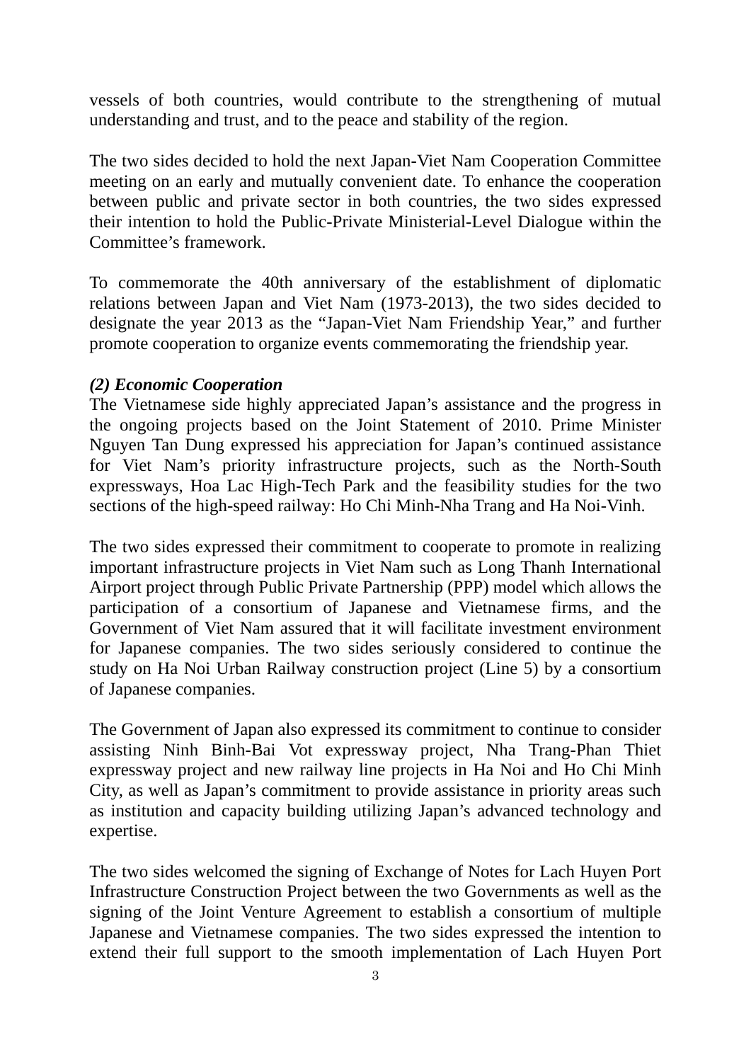vessels of both countries, would contribute to the strengthening of mutual understanding and trust, and to the peace and stability of the region.

The two sides decided to hold the next Japan-Viet Nam Cooperation Committee meeting on an early and mutually convenient date. To enhance the cooperation between public and private sector in both countries, the two sides expressed their intention to hold the Public-Private Ministerial-Level Dialogue within the Committee's framework.

To commemorate the 40th anniversary of the establishment of diplomatic relations between Japan and Viet Nam (1973-2013), the two sides decided to designate the year 2013 as the "Japan-Viet Nam Friendship Year," and further promote cooperation to organize events commemorating the friendship year.

***(2) Economic Cooperation***

The Vietnamese side highly appreciated Japan's assistance and the progress in the ongoing projects based on the Joint Statement of 2010. Prime Minister Nguyen Tan Dung expressed his appreciation for Japan's continued assistance for Viet Nam's priority infrastructure projects, such as the North-South expressways, Hoa Lac High-Tech Park and the feasibility studies for the two sections of the high-speed railway: Ho Chi Minh-Nha Trang and Ha Noi-Vinh.

The two sides expressed their commitment to cooperate to promote in realizing important infrastructure projects in Viet Nam such as Long Thanh International Airport project through Public Private Partnership (PPP) model which allows the participation of a consortium of Japanese and Vietnamese firms, and the Government of Viet Nam assured that it will facilitate investment environment for Japanese companies. The two sides seriously considered to continue the study on Ha Noi Urban Railway construction project (Line 5) by a consortium of Japanese companies.

The Government of Japan also expressed its commitment to continue to consider assisting Ninh Binh-Bai Vot expressway project, Nha Trang-Phan Thiet expressway project and new railway line projects in Ha Noi and Ho Chi Minh City, as well as Japan's commitment to provide assistance in priority areas such as institution and capacity building utilizing Japan's advanced technology and expertise.

The two sides welcomed the signing of Exchange of Notes for Lach Huyen Port Infrastructure Construction Project between the two Governments as well as the signing of the Joint Venture Agreement to establish a consortium of multiple Japanese and Vietnamese companies. The two sides expressed the intention to extend their full support to the smooth implementation of Lach Huyen Port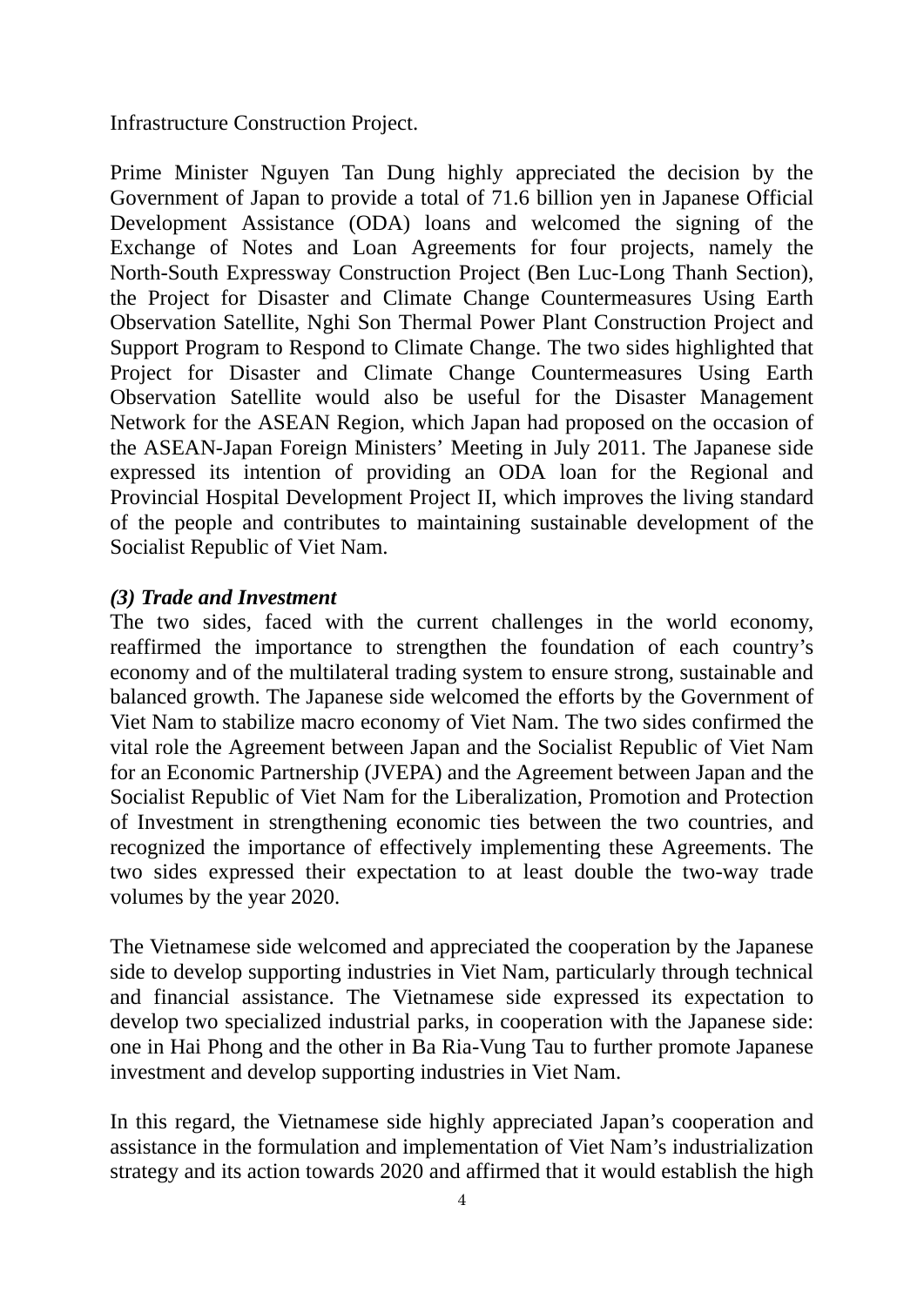Infrastructure Construction Project.

Prime Minister Nguyen Tan Dung highly appreciated the decision by the Government of Japan to provide a total of 71.6 billion yen in Japanese Official Development Assistance (ODA) loans and welcomed the signing of the Exchange of Notes and Loan Agreements for four projects, namely the North-South Expressway Construction Project (Ben Luc-Long Thanh Section), the Project for Disaster and Climate Change Countermeasures Using Earth Observation Satellite, Nghi Son Thermal Power Plant Construction Project and Support Program to Respond to Climate Change. The two sides highlighted that Project for Disaster and Climate Change Countermeasures Using Earth Observation Satellite would also be useful for the Disaster Management Network for the ASEAN Region, which Japan had proposed on the occasion of the ASEAN-Japan Foreign Ministers' Meeting in July 2011. The Japanese side expressed its intention of providing an ODA loan for the Regional and Provincial Hospital Development Project II, which improves the living standard of the people and contributes to maintaining sustainable development of the Socialist Republic of Viet Nam.

***(3) Trade and Investment***

The two sides, faced with the current challenges in the world economy, reaffirmed the importance to strengthen the foundation of each country's economy and of the multilateral trading system to ensure strong, sustainable and balanced growth. The Japanese side welcomed the efforts by the Government of Viet Nam to stabilize macro economy of Viet Nam. The two sides confirmed the vital role the Agreement between Japan and the Socialist Republic of Viet Nam for an Economic Partnership (JVEPA) and the Agreement between Japan and the Socialist Republic of Viet Nam for the Liberalization, Promotion and Protection of Investment in strengthening economic ties between the two countries, and recognized the importance of effectively implementing these Agreements. The two sides expressed their expectation to at least double the two-way trade volumes by the year 2020.

The Vietnamese side welcomed and appreciated the cooperation by the Japanese side to develop supporting industries in Viet Nam, particularly through technical and financial assistance. The Vietnamese side expressed its expectation to develop two specialized industrial parks, in cooperation with the Japanese side: one in Hai Phong and the other in Ba Ria-Vung Tau to further promote Japanese investment and develop supporting industries in Viet Nam.

In this regard, the Vietnamese side highly appreciated Japan's cooperation and assistance in the formulation and implementation of Viet Nam's industrialization strategy and its action towards 2020 and affirmed that it would establish the high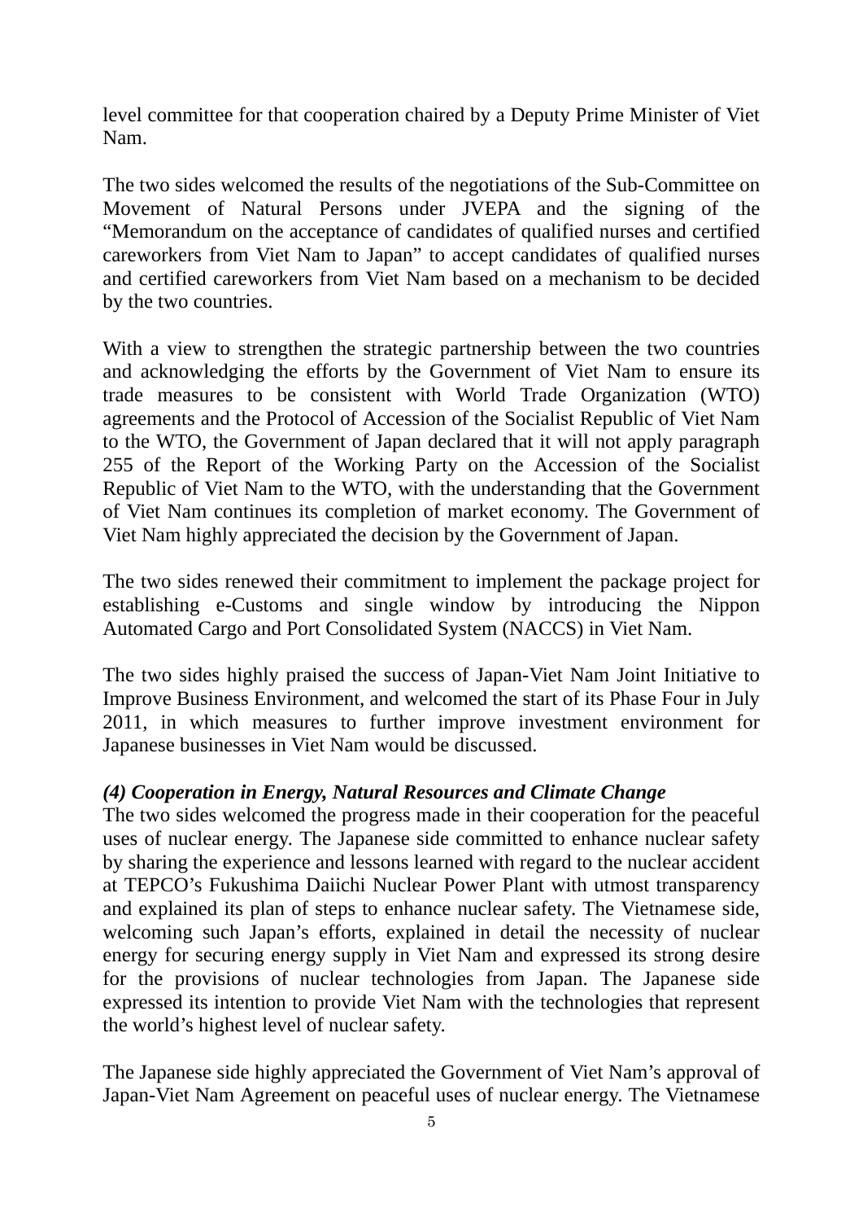level committee for that cooperation chaired by a Deputy Prime Minister of Viet Nam.

The two sides welcomed the results of the negotiations of the Sub-Committee on Movement of Natural Persons under JVEPA and the signing of the "Memorandum on the acceptance of candidates of qualified nurses and certified careworkers from Viet Nam to Japan" to accept candidates of qualified nurses and certified careworkers from Viet Nam based on a mechanism to be decided by the two countries.

With a view to strengthen the strategic partnership between the two countries and acknowledging the efforts by the Government of Viet Nam to ensure its trade measures to be consistent with World Trade Organization (WTO) agreements and the Protocol of Accession of the Socialist Republic of Viet Nam to the WTO, the Government of Japan declared that it will not apply paragraph 255 of the Report of the Working Party on the Accession of the Socialist Republic of Viet Nam to the WTO, with the understanding that the Government of Viet Nam continues its completion of market economy. The Government of Viet Nam highly appreciated the decision by the Government of Japan.

The two sides renewed their commitment to implement the package project for establishing e-Customs and single window by introducing the Nippon Automated Cargo and Port Consolidated System (NACCS) in Viet Nam.

The two sides highly praised the success of Japan-Viet Nam Joint Initiative to Improve Business Environment, and welcomed the start of its Phase Four in July 2011, in which measures to further improve investment environment for Japanese businesses in Viet Nam would be discussed.

***(4) Cooperation in Energy, Natural Resources and Climate Change***

The two sides welcomed the progress made in their cooperation for the peaceful uses of nuclear energy. The Japanese side committed to enhance nuclear safety by sharing the experience and lessons learned with regard to the nuclear accident at TEPCO's Fukushima Daiichi Nuclear Power Plant with utmost transparency and explained its plan of steps to enhance nuclear safety. The Vietnamese side, welcoming such Japan's efforts, explained in detail the necessity of nuclear energy for securing energy supply in Viet Nam and expressed its strong desire for the provisions of nuclear technologies from Japan. The Japanese side expressed its intention to provide Viet Nam with the technologies that represent the world's highest level of nuclear safety.

The Japanese side highly appreciated the Government of Viet Nam's approval of Japan-Viet Nam Agreement on peaceful uses of nuclear energy. The Vietnamese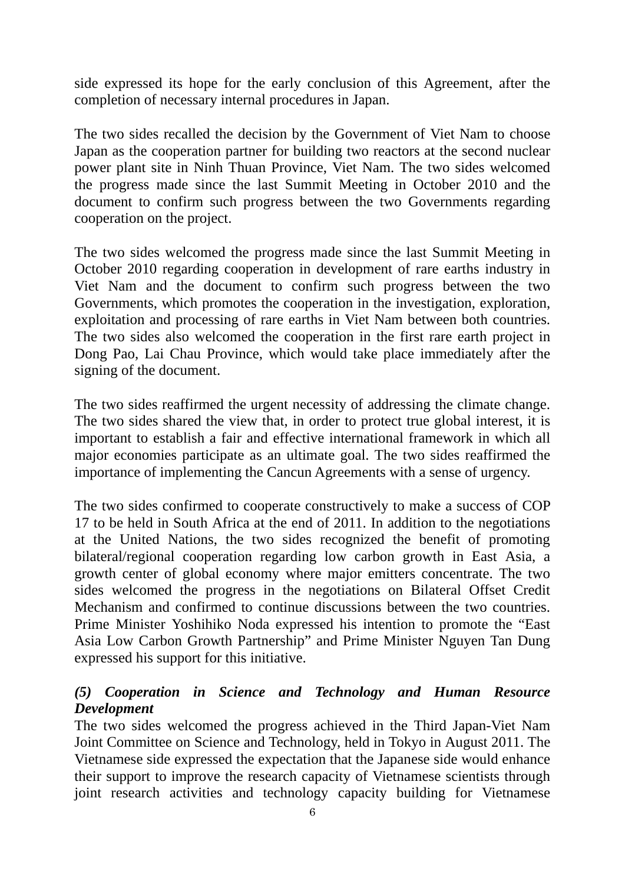side expressed its hope for the early conclusion of this Agreement, after the completion of necessary internal procedures in Japan.

The two sides recalled the decision by the Government of Viet Nam to choose Japan as the cooperation partner for building two reactors at the second nuclear power plant site in Ninh Thuan Province, Viet Nam. The two sides welcomed the progress made since the last Summit Meeting in October 2010 and the document to confirm such progress between the two Governments regarding cooperation on the project.

The two sides welcomed the progress made since the last Summit Meeting in October 2010 regarding cooperation in development of rare earths industry in Viet Nam and the document to confirm such progress between the two Governments, which promotes the cooperation in the investigation, exploration, exploitation and processing of rare earths in Viet Nam between both countries. The two sides also welcomed the cooperation in the first rare earth project in Dong Pao, Lai Chau Province, which would take place immediately after the signing of the document.

The two sides reaffirmed the urgent necessity of addressing the climate change. The two sides shared the view that, in order to protect true global interest, it is important to establish a fair and effective international framework in which all major economies participate as an ultimate goal. The two sides reaffirmed the importance of implementing the Cancun Agreements with a sense of urgency.

The two sides confirmed to cooperate constructively to make a success of COP 17 to be held in South Africa at the end of 2011. In addition to the negotiations at the United Nations, the two sides recognized the benefit of promoting bilateral/regional cooperation regarding low carbon growth in East Asia, a growth center of global economy where major emitters concentrate. The two sides welcomed the progress in the negotiations on Bilateral Offset Credit Mechanism and confirmed to continue discussions between the two countries. Prime Minister Yoshihiko Noda expressed his intention to promote the "East Asia Low Carbon Growth Partnership" and Prime Minister Nguyen Tan Dung expressed his support for this initiative.

***(5) Cooperation in Science and Technology and Human Resource Development***

The two sides welcomed the progress achieved in the Third Japan-Viet Nam Joint Committee on Science and Technology, held in Tokyo in August 2011. The Vietnamese side expressed the expectation that the Japanese side would enhance their support to improve the research capacity of Vietnamese scientists through joint research activities and technology capacity building for Vietnamese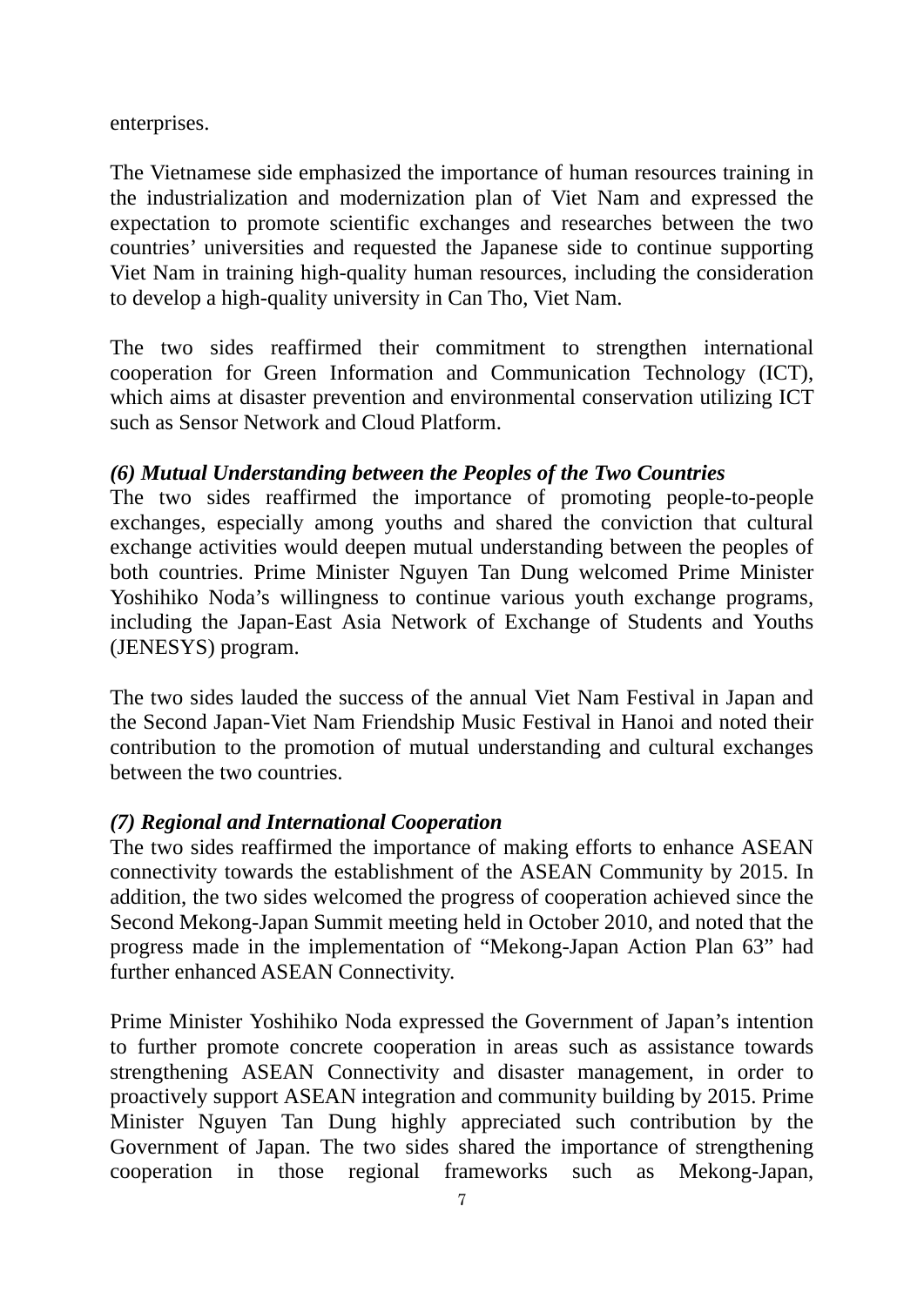enterprises.

The Vietnamese side emphasized the importance of human resources training in the industrialization and modernization plan of Viet Nam and expressed the expectation to promote scientific exchanges and researches between the two countries' universities and requested the Japanese side to continue supporting Viet Nam in training high-quality human resources, including the consideration to develop a high-quality university in Can Tho, Viet Nam.

The two sides reaffirmed their commitment to strengthen international cooperation for Green Information and Communication Technology (ICT), which aims at disaster prevention and environmental conservation utilizing ICT such as Sensor Network and Cloud Platform.

***(6) Mutual Understanding between the Peoples of the Two Countries***

The two sides reaffirmed the importance of promoting people-to-people exchanges, especially among youths and shared the conviction that cultural exchange activities would deepen mutual understanding between the peoples of both countries. Prime Minister Nguyen Tan Dung welcomed Prime Minister Yoshihiko Noda's willingness to continue various youth exchange programs, including the Japan-East Asia Network of Exchange of Students and Youths (JENESYS) program.

The two sides lauded the success of the annual Viet Nam Festival in Japan and the Second Japan-Viet Nam Friendship Music Festival in Hanoi and noted their contribution to the promotion of mutual understanding and cultural exchanges between the two countries.

***(7) Regional and International Cooperation***

The two sides reaffirmed the importance of making efforts to enhance ASEAN connectivity towards the establishment of the ASEAN Community by 2015. In addition, the two sides welcomed the progress of cooperation achieved since the Second Mekong-Japan Summit meeting held in October 2010, and noted that the progress made in the implementation of "Mekong-Japan Action Plan 63" had further enhanced ASEAN Connectivity.

Prime Minister Yoshihiko Noda expressed the Government of Japan's intention to further promote concrete cooperation in areas such as assistance towards strengthening ASEAN Connectivity and disaster management, in order to proactively support ASEAN integration and community building by 2015. Prime Minister Nguyen Tan Dung highly appreciated such contribution by the Government of Japan. The two sides shared the importance of strengthening cooperation in those regional frameworks such as Mekong-Japan,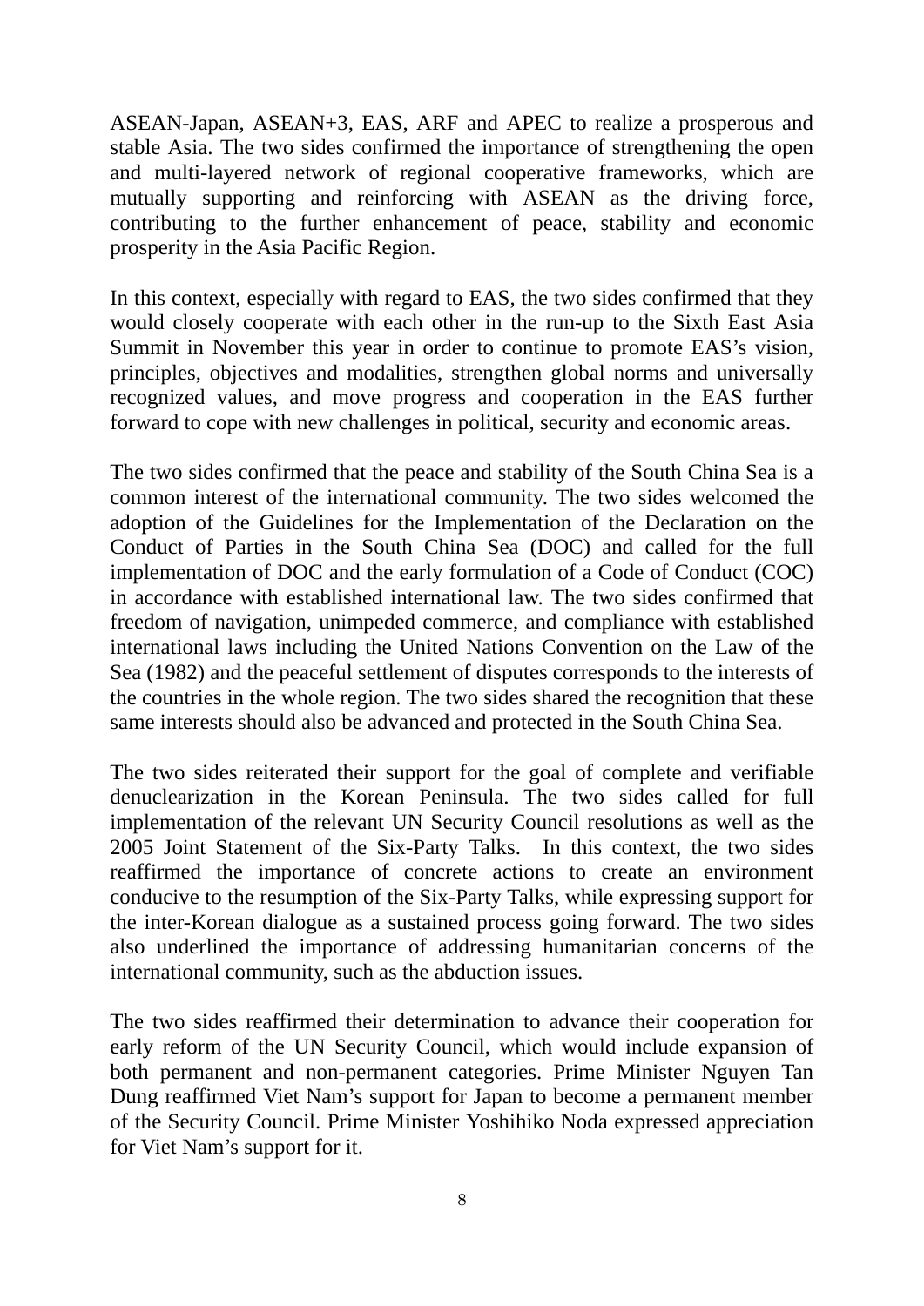ASEAN-Japan, ASEAN+3, EAS, ARF and APEC to realize a prosperous and stable Asia. The two sides confirmed the importance of strengthening the open and multi-layered network of regional cooperative frameworks, which are mutually supporting and reinforcing with ASEAN as the driving force, contributing to the further enhancement of peace, stability and economic prosperity in the Asia Pacific Region.

In this context, especially with regard to EAS, the two sides confirmed that they would closely cooperate with each other in the run-up to the Sixth East Asia Summit in November this year in order to continue to promote EAS's vision, principles, objectives and modalities, strengthen global norms and universally recognized values, and move progress and cooperation in the EAS further forward to cope with new challenges in political, security and economic areas.

The two sides confirmed that the peace and stability of the South China Sea is a common interest of the international community. The two sides welcomed the adoption of the Guidelines for the Implementation of the Declaration on the Conduct of Parties in the South China Sea (DOC) and called for the full implementation of DOC and the early formulation of a Code of Conduct (COC) in accordance with established international law. The two sides confirmed that freedom of navigation, unimpeded commerce, and compliance with established international laws including the United Nations Convention on the Law of the Sea (1982) and the peaceful settlement of disputes corresponds to the interests of the countries in the whole region. The two sides shared the recognition that these same interests should also be advanced and protected in the South China Sea.

The two sides reiterated their support for the goal of complete and verifiable denuclearization in the Korean Peninsula. The two sides called for full implementation of the relevant UN Security Council resolutions as well as the 2005 Joint Statement of the Six-Party Talks. In this context, the two sides reaffirmed the importance of concrete actions to create an environment conducive to the resumption of the Six-Party Talks, while expressing support for the inter-Korean dialogue as a sustained process going forward. The two sides also underlined the importance of addressing humanitarian concerns of the international community, such as the abduction issues.

The two sides reaffirmed their determination to advance their cooperation for early reform of the UN Security Council, which would include expansion of both permanent and non-permanent categories. Prime Minister Nguyen Tan Dung reaffirmed Viet Nam's support for Japan to become a permanent member of the Security Council. Prime Minister Yoshihiko Noda expressed appreciation for Viet Nam's support for it.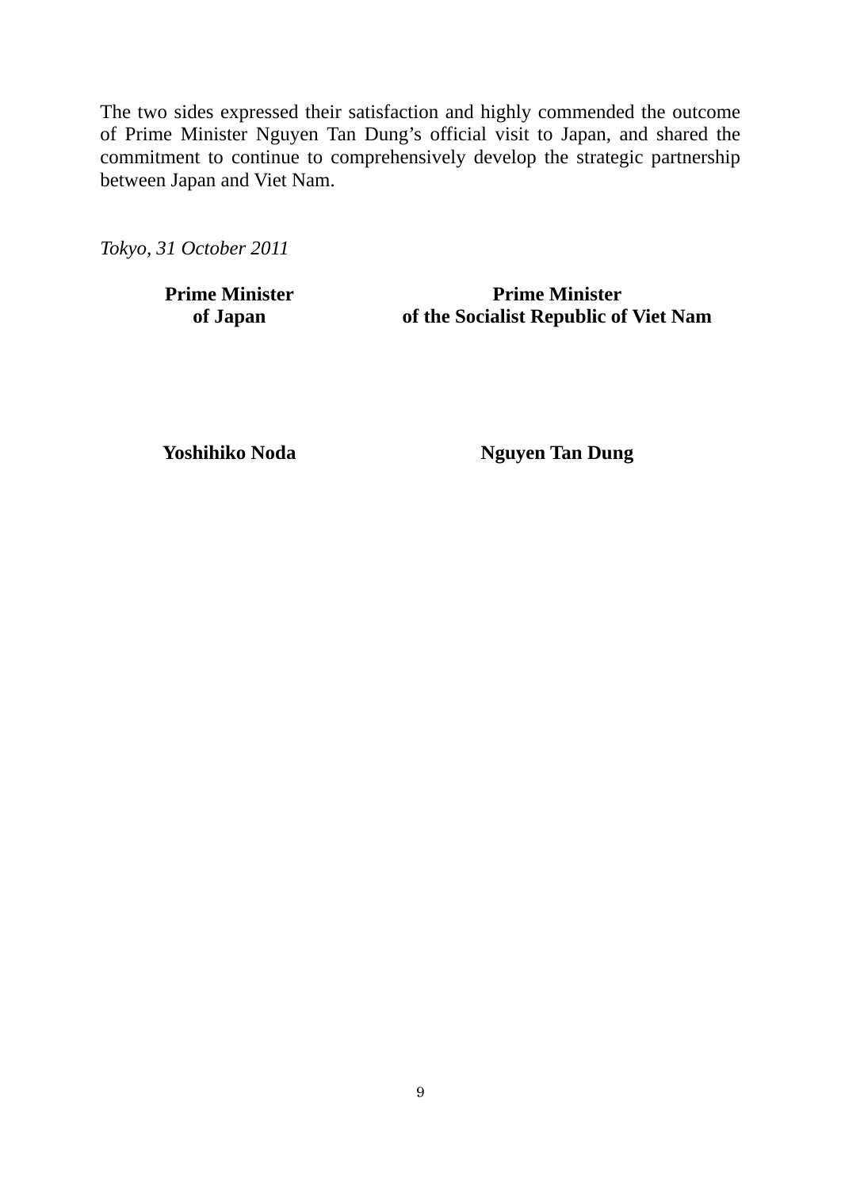The two sides expressed their satisfaction and highly commended the outcome of Prime Minister Nguyen Tan Dung's official visit to Japan, and shared the commitment to continue to comprehensively develop the strategic partnership between Japan and Viet Nam.

*Tokyo, 31 October 2011*

| | |
|---|---|
| **Prime Minister of Japan** | **Prime Minister of the Socialist Republic of Viet Nam** |
| **Yoshihiko Noda** | **Nguyen Tan Dung** |